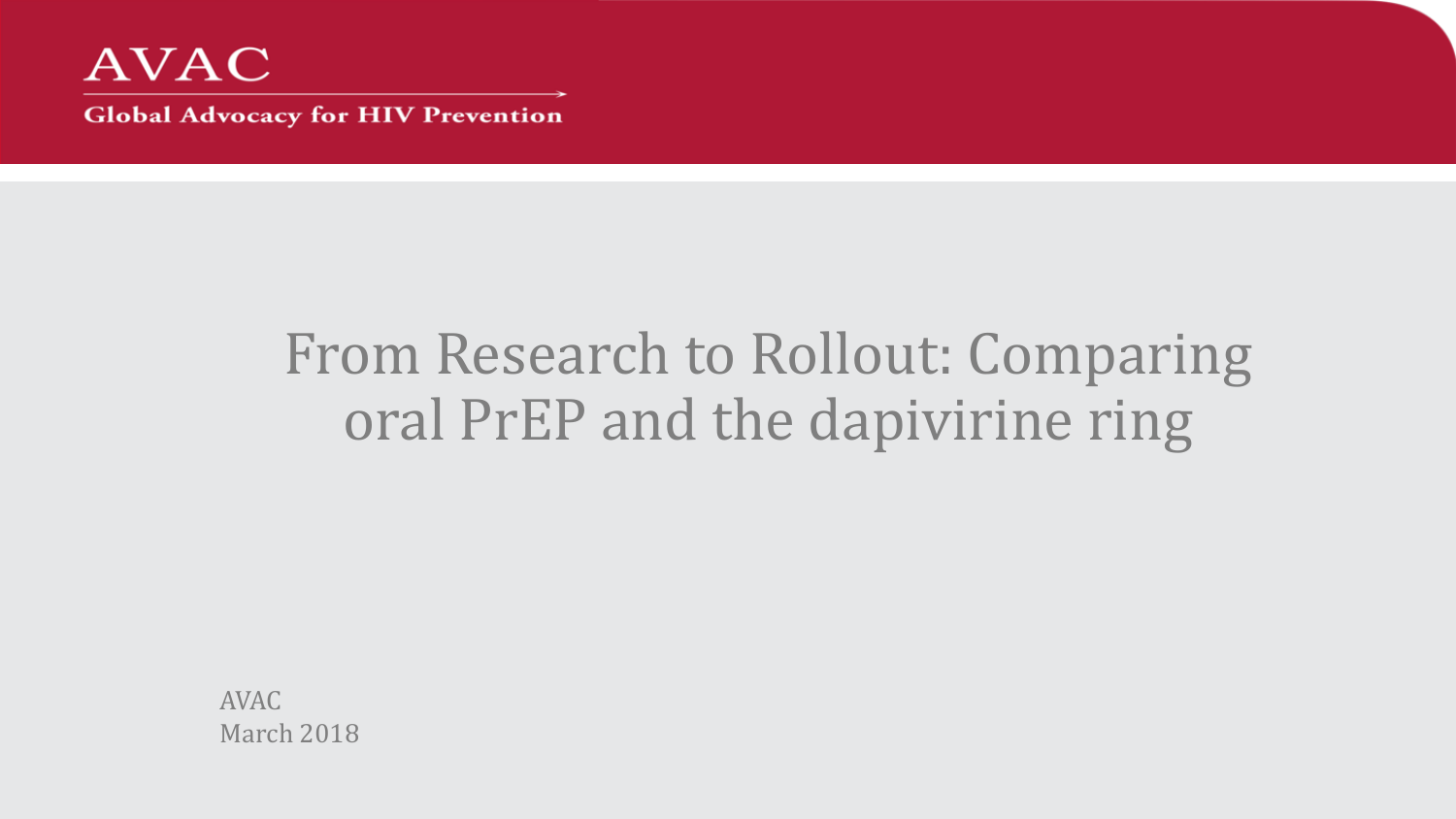AVAC

Global Advocacy for HIV Prevention

# From Research to Rollout: Comparing oral PrEP and the dapivirine ring

AVAC
March 2018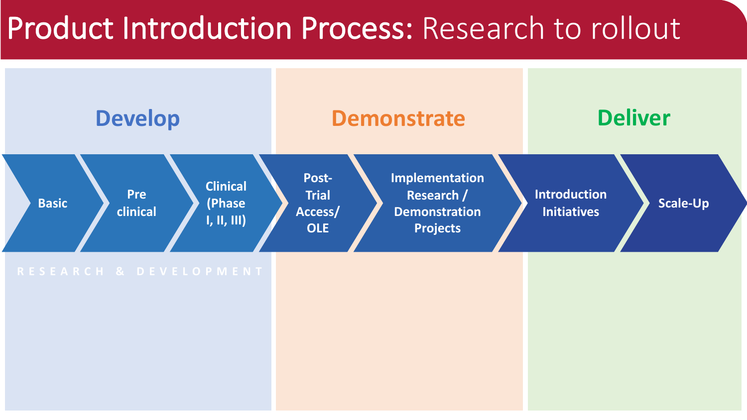# Product Introduction Process: Research to rollout

## Develop

- Basic
- Pre clinical
- Clinical (Phase I, II, III)

RESEARCH & DEVELOPMENT

## Demonstrate

- Post-Trial Access/ OLE
- Implementation Research / Demonstration Projects

## Deliver

- Introduction Initiatives
- Scale-Up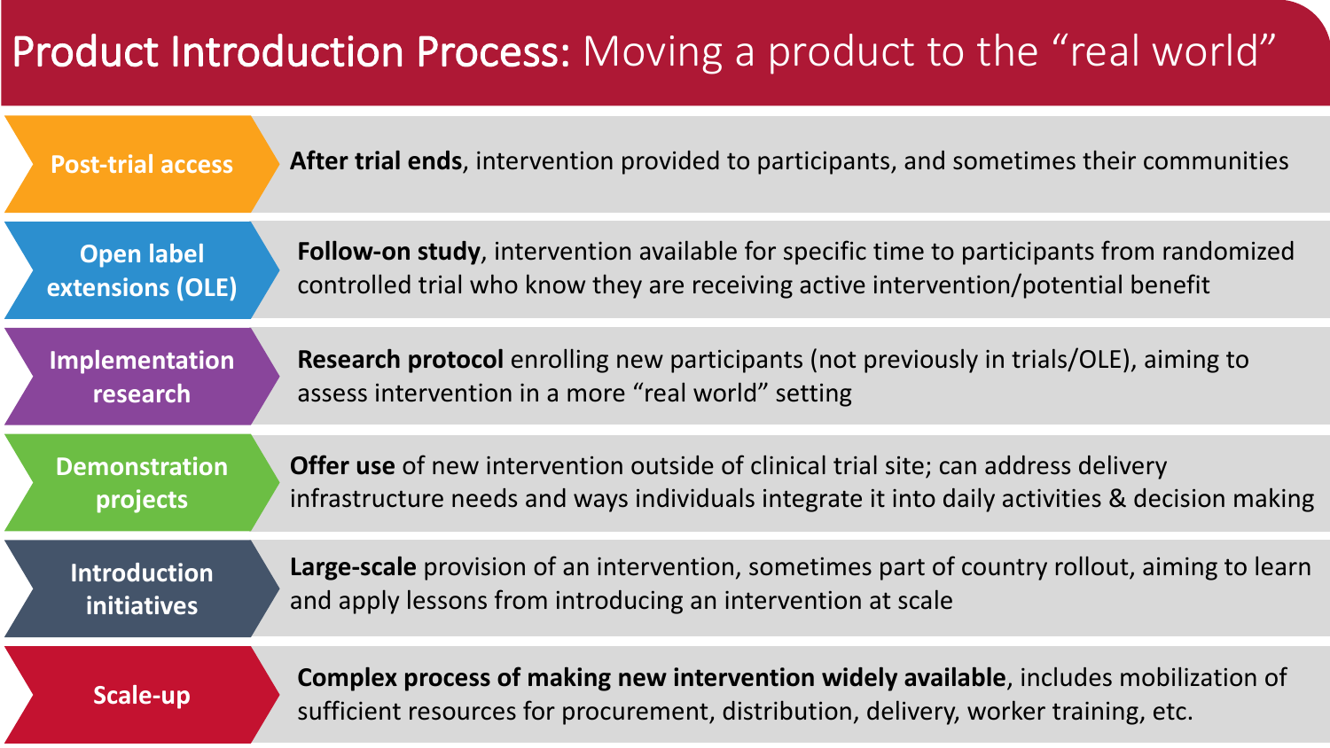# Product Introduction Process: Moving a product to the "real world"

| Stage | Description |
| --- | --- |
| Post-trial access | **After trial ends**, intervention provided to participants, and sometimes their communities |
| Open label extensions (OLE) | **Follow-on study**, intervention available for specific time to participants from randomized controlled trial who know they are receiving active intervention/potential benefit |
| Implementation research | **Research protocol** enrolling new participants (not previously in trials/OLE), aiming to assess intervention in a more "real world" setting |
| Demonstration projects | **Offer use** of new intervention outside of clinical trial site; can address delivery infrastructure needs and ways individuals integrate it into daily activities & decision making |
| Introduction initiatives | **Large-scale** provision of an intervention, sometimes part of country rollout, aiming to learn and apply lessons from introducing an intervention at scale |
| Scale-up | **Complex process of making new intervention widely available**, includes mobilization of sufficient resources for procurement, distribution, delivery, worker training, etc. |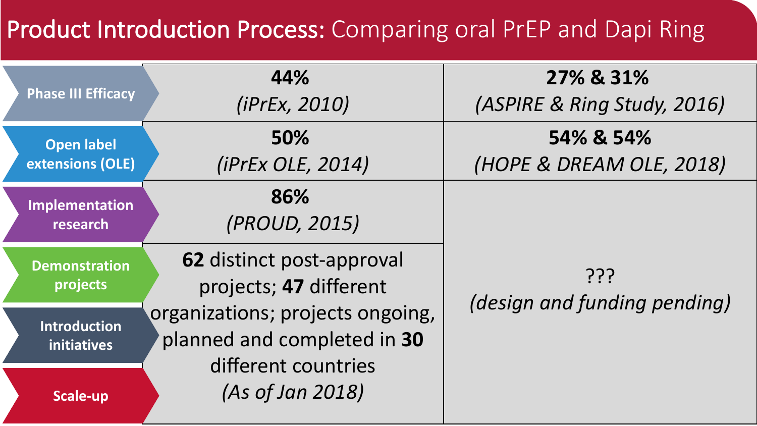# **Product Introduction Process:** Comparing oral PrEP and Dapi Ring

| | Oral PrEP | Dapi Ring |
|---|---|---|
| **Phase III Efficacy** | **44%** *(iPrEx, 2010)* | **27% & 31%** *(ASPIRE & Ring Study, 2016)* |
| **Open label extensions (OLE)** | **50%** *(iPrEx OLE, 2014)* | **54% & 54%** *(HOPE & DREAM OLE, 2018)* |
| **Implementation research** | **86%** *(PROUD, 2015)* | ??? *(design and funding pending)* |
| **Demonstration projects** | **62** distinct post-approval projects; **47** different organizations; projects ongoing, planned and completed in **30** different countries *(As of Jan 2018)* | |
| **Introduction initiatives** | | |
| **Scale-up** | | |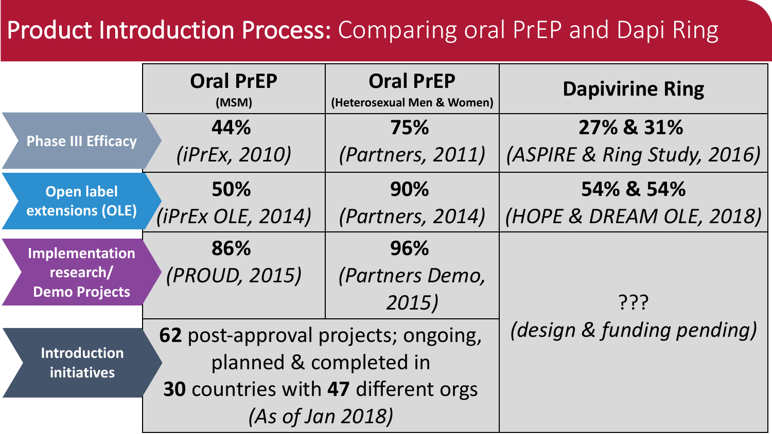# Product Introduction Process: Comparing oral PrEP and Dapi Ring

| | Oral PrEP (MSM) | Oral PrEP (Heterosexual Men & Women) | Dapivirine Ring |
|---|---|---|---|
| Phase III Efficacy | **44%** *(iPrEx, 2010)* | **75%** *(Partners, 2011)* | **27% & 31%** *(ASPIRE & Ring Study, 2016)* |
| Open label extensions (OLE) | **50%** *(iPrEx OLE, 2014)* | **90%** *(Partners, 2014)* | **54% & 54%** *(HOPE & DREAM OLE, 2018)* |
| Implementation research/ Demo Projects | **86%** *(PROUD, 2015)* | **96%** *(Partners Demo, 2015)* | ??? *(design & funding pending)* |
| Introduction initiatives | **62** post-approval projects; ongoing, planned & completed in **30** countries with **47** different orgs *(As of Jan 2018)* | | |